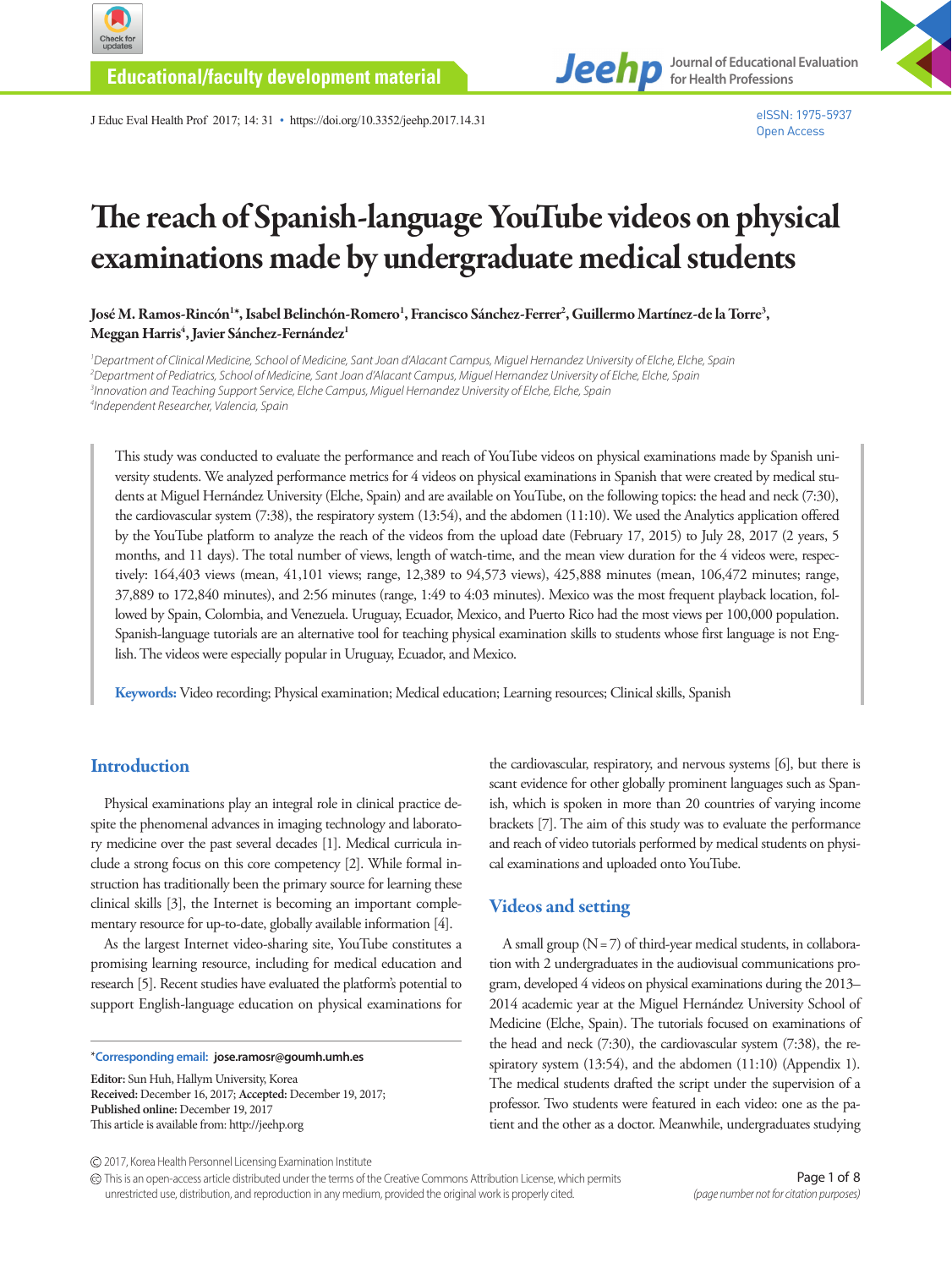Educational/faculty development material

# The reach of Spanish-language YouTube videos on physical examinations made by undergraduate medical students

**José M. Ramos-Rincón[1]*, Isabel Belinchón-Romero[1], Francisco Sánchez-Ferrer[2], Guillermo Martínez-de la Torre[3], Meggan Harris[4], Javier Sánchez-Fernández[1]**

[1]Department of Clinical Medicine, School of Medicine, Sant Joan d'Alacant Campus, Miguel Hernandez University of Elche, Elche, Spain
[2]Department of Pediatrics, School of Medicine, Sant Joan d'Alacant Campus, Miguel Hernandez University of Elche, Elche, Spain
[3]Innovation and Teaching Support Service, Elche Campus, Miguel Hernandez University of Elche, Elche, Spain
[4]Independent Researcher, Valencia, Spain

This study was conducted to evaluate the performance and reach of YouTube videos on physical examinations made by Spanish university students. We analyzed performance metrics for 4 videos on physical examinations in Spanish that were created by medical students at Miguel Hernández University (Elche, Spain) and are available on YouTube, on the following topics: the head and neck (7:30), the cardiovascular system (7:38), the respiratory system (13:54), and the abdomen (11:10). We used the Analytics application offered by the YouTube platform to analyze the reach of the videos from the upload date (February 17, 2015) to July 28, 2017 (2 years, 5 months, and 11 days). The total number of views, length of watch-time, and the mean view duration for the 4 videos were, respectively: 164,403 views (mean, 41,101 views; range, 12,389 to 94,573 views), 425,888 minutes (mean, 106,472 minutes; range, 37,889 to 172,840 minutes), and 2:56 minutes (range, 1:49 to 4:03 minutes). Mexico was the most frequent playback location, followed by Spain, Colombia, and Venezuela. Uruguay, Ecuador, Mexico, and Puerto Rico had the most views per 100,000 population. Spanish-language tutorials are an alternative tool for teaching physical examination skills to students whose first language is not English. The videos were especially popular in Uruguay, Ecuador, and Mexico.

**Keywords:** Video recording; Physical examination; Medical education; Learning resources; Clinical skills, Spanish

## Introduction

Physical examinations play an integral role in clinical practice despite the phenomenal advances in imaging technology and laboratory medicine over the past several decades [1]. Medical curricula include a strong focus on this core competency [2]. While formal instruction has traditionally been the primary source for learning these clinical skills [3], the Internet is becoming an important complementary resource for up-to-date, globally available information [4].

As the largest Internet video-sharing site, YouTube constitutes a promising learning resource, including for medical education and research [5]. Recent studies have evaluated the platform's potential to support English-language education on physical examinations for the cardiovascular, respiratory, and nervous systems [6], but there is scant evidence for other globally prominent languages such as Spanish, which is spoken in more than 20 countries of varying income brackets [7]. The aim of this study was to evaluate the performance and reach of video tutorials performed by medical students on physical examinations and uploaded onto YouTube.

## Videos and setting

A small group (N = 7) of third-year medical students, in collaboration with 2 undergraduates in the audiovisual communications program, developed 4 videos on physical examinations during the 2013–2014 academic year at the Miguel Hernández University School of Medicine (Elche, Spain). The tutorials focused on examinations of the head and neck (7:30), the cardiovascular system (7:38), the respiratory system (13:54), and the abdomen (11:10) (Appendix 1). The medical students drafted the script under the supervision of a professor. Two students were featured in each video: one as the patient and the other as a doctor. Meanwhile, undergraduates studying

*Corresponding email: jose.ramosr@goumh.umh.es

Editor: Sun Huh, Hallym University, Korea
Received: December 16, 2017; Accepted: December 19, 2017;
Published online: December 19, 2017
This article is available from: http://jeehp.org

© 2017, Korea Health Personnel Licensing Examination Institute
This is an open-access article distributed under the terms of the Creative Commons Attribution License, which permits unrestricted use, distribution, and reproduction in any medium, provided the original work is properly cited.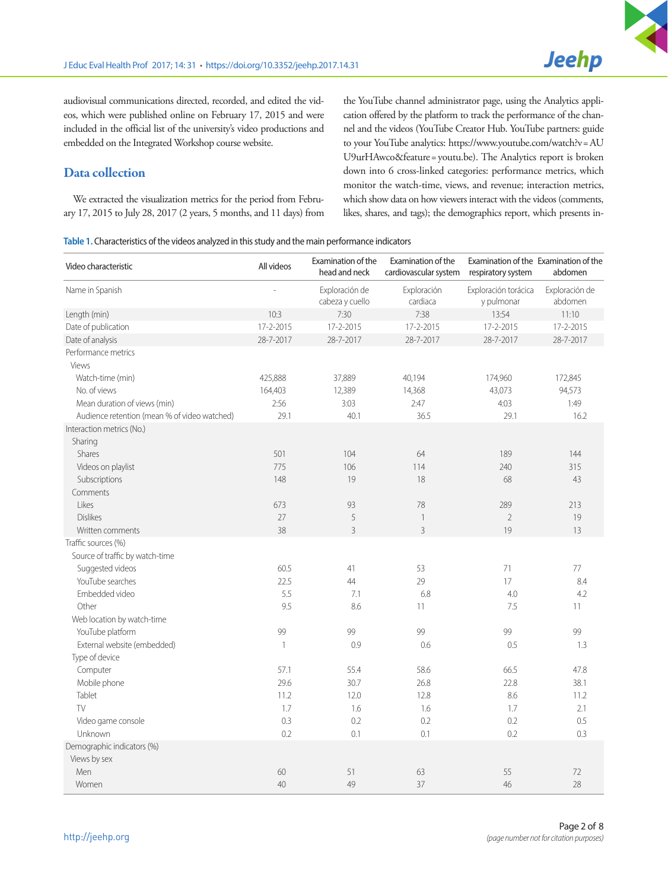audiovisual communications directed, recorded, and edited the videos, which were published online on February 17, 2015 and were included in the official list of the university's video productions and embedded on the Integrated Workshop course website.

## Data collection

We extracted the visualization metrics for the period from February 17, 2015 to July 28, 2017 (2 years, 5 months, and 11 days) from the YouTube channel administrator page, using the Analytics application offered by the platform to track the performance of the channel and the videos (YouTube Creator Hub. YouTube partners: guide to your YouTube analytics: https://www.youtube.com/watch?v=AUU9urHAwco&feature=youtu.be). The Analytics report is broken down into 6 cross-linked categories: performance metrics, which monitor the watch-time, views, and revenue; interaction metrics, which show data on how viewers interact with the videos (comments, likes, shares, and tags); the demographics report, which presents in-

**Table 1.** Characteristics of the videos analyzed in this study and the main performance indicators

| Video characteristic | All videos | Examination of the head and neck | Examination of the cardiovascular system | Examination of the respiratory system | Examination of the abdomen |
|---|---|---|---|---|---|
| Name in Spanish | - | Exploración de cabeza y cuello | Exploración cardiaca | Exploración torácica y pulmonar | Exploración de abdomen |
| Length (min) | 10:3 | 7:30 | 7:38 | 13:54 | 11:10 |
| Date of publication | 17-2-2015 | 17-2-2015 | 17-2-2015 | 17-2-2015 | 17-2-2015 |
| Date of analysis | 28-7-2017 | 28-7-2017 | 28-7-2017 | 28-7-2017 | 28-7-2017 |
| Performance metrics | | | | | |
| Views | | | | | |
| Watch-time (min) | 425,888 | 37,889 | 40,194 | 174,960 | 172,845 |
| No. of views | 164,403 | 12,389 | 14,368 | 43,073 | 94,573 |
| Mean duration of views (min) | 2:56 | 3:03 | 2:47 | 4:03 | 1:49 |
| Audience retention (mean % of video watched) | 29.1 | 40.1 | 36.5 | 29.1 | 16.2 |
| Interaction metrics (No.) | | | | | |
| Sharing | | | | | |
| Shares | 501 | 104 | 64 | 189 | 144 |
| Videos on playlist | 775 | 106 | 114 | 240 | 315 |
| Subscriptions | 148 | 19 | 18 | 68 | 43 |
| Comments | | | | | |
| Likes | 673 | 93 | 78 | 289 | 213 |
| Dislikes | 27 | 5 | 1 | 2 | 19 |
| Written comments | 38 | 3 | 3 | 19 | 13 |
| Traffic sources (%) | | | | | |
| Source of traffic by watch-time | | | | | |
| Suggested videos | 60.5 | 41 | 53 | 71 | 77 |
| YouTube searches | 22.5 | 44 | 29 | 17 | 8.4 |
| Embedded video | 5.5 | 7.1 | 6.8 | 4.0 | 4.2 |
| Other | 9.5 | 8.6 | 11 | 7.5 | 11 |
| Web location by watch-time | | | | | |
| YouTube platform | 99 | 99 | 99 | 99 | 99 |
| External website (embedded) | 1 | 0.9 | 0.6 | 0.5 | 1.3 |
| Type of device | | | | | |
| Computer | 57.1 | 55.4 | 58.6 | 66.5 | 47.8 |
| Mobile phone | 29.6 | 30.7 | 26.8 | 22.8 | 38.1 |
| Tablet | 11.2 | 12.0 | 12.8 | 8.6 | 11.2 |
| TV | 1.7 | 1.6 | 1.6 | 1.7 | 2.1 |
| Video game console | 0.3 | 0.2 | 0.2 | 0.2 | 0.5 |
| Unknown | 0.2 | 0.1 | 0.1 | 0.2 | 0.3 |
| Demographic indicators (%) | | | | | |
| Views by sex | | | | | |
| Men | 60 | 51 | 63 | 55 | 72 |
| Women | 40 | 49 | 37 | 46 | 28 |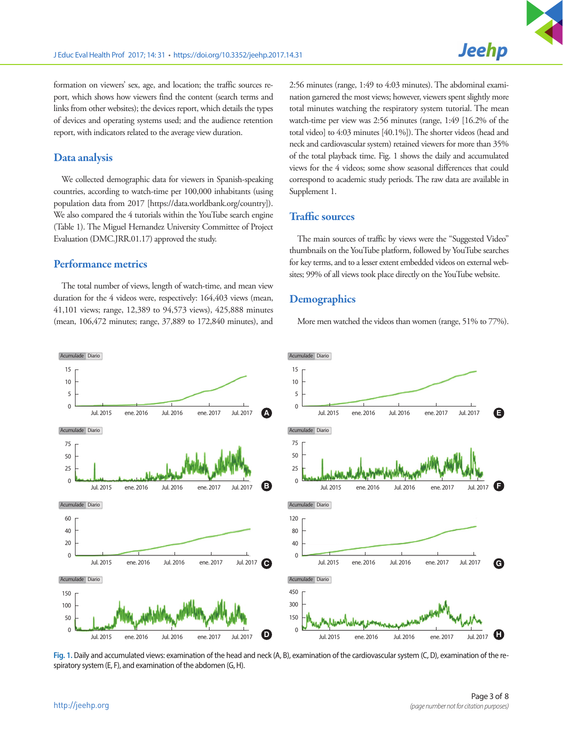formation on viewers' sex, age, and location; the traffic sources report, which shows how viewers find the content (search terms and links from other websites); the devices report, which details the types of devices and operating systems used; and the audience retention report, with indicators related to the average view duration.

## Data analysis

We collected demographic data for viewers in Spanish-speaking countries, according to watch-time per 100,000 inhabitants (using population data from 2017 [https://data.worldbank.org/country]). We also compared the 4 tutorials within the YouTube search engine (Table 1). The Miguel Hernandez University Committee of Project Evaluation (DMC.JRR.01.17) approved the study.

## Performance metrics

The total number of views, length of watch-time, and mean view duration for the 4 videos were, respectively: 164,403 views (mean, 41,101 views; range, 12,389 to 94,573 views), 425,888 minutes (mean, 106,472 minutes; range, 37,889 to 172,840 minutes), and 2:56 minutes (range, 1:49 to 4:03 minutes). The abdominal examination garnered the most views; however, viewers spent slightly more total minutes watching the respiratory system tutorial. The mean watch-time per view was 2:56 minutes (range, 1:49 [16.2% of the total video] to 4:03 minutes [40.1%]). The shorter videos (head and neck and cardiovascular system) retained viewers for more than 35% of the total playback time. Fig. 1 shows the daily and accumulated views for the 4 videos; some show seasonal differences that could correspond to academic study periods. The raw data are available in Supplement 1.

## Traffic sources

The main sources of traffic by views were the "Suggested Video" thumbnails on the YouTube platform, followed by YouTube searches for key terms, and to a lesser extent embedded videos on external websites; 99% of all views took place directly on the YouTube website.

## Demographics

More men watched the videos than women (range, 51% to 77%).

Fig. 1. Daily and accumulated views: examination of the head and neck (A, B), examination of the cardiovascular system (C, D), examination of the respiratory system (E, F), and examination of the abdomen (G, H).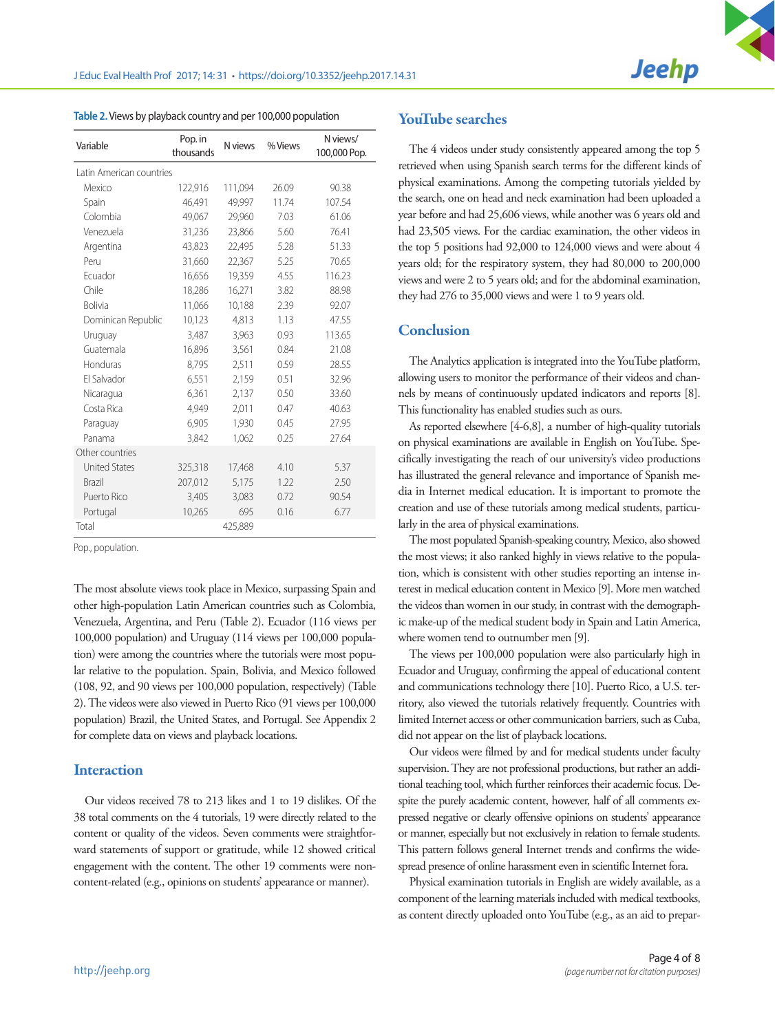**Table 2.** Views by playback country and per 100,000 population

| Variable | Pop. in thousands | N views | % Views | N views/ 100,000 Pop. |
|---|---|---|---|---|
| Latin American countries | | | | |
| Mexico | 122,916 | 111,094 | 26.09 | 90.38 |
| Spain | 46,491 | 49,997 | 11.74 | 107.54 |
| Colombia | 49,067 | 29,960 | 7.03 | 61.06 |
| Venezuela | 31,236 | 23,866 | 5.60 | 76.41 |
| Argentina | 43,823 | 22,495 | 5.28 | 51.33 |
| Peru | 31,660 | 22,367 | 5.25 | 70.65 |
| Ecuador | 16,656 | 19,359 | 4.55 | 116.23 |
| Chile | 18,286 | 16,271 | 3.82 | 88.98 |
| Bolivia | 11,066 | 10,188 | 2.39 | 92.07 |
| Dominican Republic | 10,123 | 4,813 | 1.13 | 47.55 |
| Uruguay | 3,487 | 3,963 | 0.93 | 113.65 |
| Guatemala | 16,896 | 3,561 | 0.84 | 21.08 |
| Honduras | 8,795 | 2,511 | 0.59 | 28.55 |
| El Salvador | 6,551 | 2,159 | 0.51 | 32.96 |
| Nicaragua | 6,361 | 2,137 | 0.50 | 33.60 |
| Costa Rica | 4,949 | 2,011 | 0.47 | 40.63 |
| Paraguay | 6,905 | 1,930 | 0.45 | 27.95 |
| Panama | 3,842 | 1,062 | 0.25 | 27.64 |
| Other countries | | | | |
| United States | 325,318 | 17,468 | 4.10 | 5.37 |
| Brazil | 207,012 | 5,175 | 1.22 | 2.50 |
| Puerto Rico | 3,405 | 3,083 | 0.72 | 90.54 |
| Portugal | 10,265 | 695 | 0.16 | 6.77 |
| Total | | 425,889 | | |

Pop., population.

The most absolute views took place in Mexico, surpassing Spain and other high-population Latin American countries such as Colombia, Venezuela, Argentina, and Peru (Table 2). Ecuador (116 views per 100,000 population) and Uruguay (114 views per 100,000 population) were among the countries where the tutorials were most popular relative to the population. Spain, Bolivia, and Mexico followed (108, 92, and 90 views per 100,000 population, respectively) (Table 2). The videos were also viewed in Puerto Rico (91 views per 100,000 population) Brazil, the United States, and Portugal. See Appendix 2 for complete data on views and playback locations.

## Interaction

Our videos received 78 to 213 likes and 1 to 19 dislikes. Of the 38 total comments on the 4 tutorials, 19 were directly related to the content or quality of the videos. Seven comments were straightforward statements of support or gratitude, while 12 showed critical engagement with the content. The other 19 comments were non-content-related (e.g., opinions on students' appearance or manner).

## YouTube searches

The 4 videos under study consistently appeared among the top 5 retrieved when using Spanish search terms for the different kinds of physical examinations. Among the competing tutorials yielded by the search, one on head and neck examination had been uploaded a year before and had 25,606 views, while another was 6 years old and had 23,505 views. For the cardiac examination, the other videos in the top 5 positions had 92,000 to 124,000 views and were about 4 years old; for the respiratory system, they had 80,000 to 200,000 views and were 2 to 5 years old; and for the abdominal examination, they had 276 to 35,000 views and were 1 to 9 years old.

## Conclusion

The Analytics application is integrated into the YouTube platform, allowing users to monitor the performance of their videos and channels by means of continuously updated indicators and reports [8]. This functionality has enabled studies such as ours.

As reported elsewhere [4-6,8], a number of high-quality tutorials on physical examinations are available in English on YouTube. Specifically investigating the reach of our university's video productions has illustrated the general relevance and importance of Spanish media in Internet medical education. It is important to promote the creation and use of these tutorials among medical students, particularly in the area of physical examinations.

The most populated Spanish-speaking country, Mexico, also showed the most views; it also ranked highly in views relative to the population, which is consistent with other studies reporting an intense interest in medical education content in Mexico [9]. More men watched the videos than women in our study, in contrast with the demographic make-up of the medical student body in Spain and Latin America, where women tend to outnumber men [9].

The views per 100,000 population were also particularly high in Ecuador and Uruguay, confirming the appeal of educational content and communications technology there [10]. Puerto Rico, a U.S. territory, also viewed the tutorials relatively frequently. Countries with limited Internet access or other communication barriers, such as Cuba, did not appear on the list of playback locations.

Our videos were filmed by and for medical students under faculty supervision. They are not professional productions, but rather an additional teaching tool, which further reinforces their academic focus. Despite the purely academic content, however, half of all comments expressed negative or clearly offensive opinions on students' appearance or manner, especially but not exclusively in relation to female students. This pattern follows general Internet trends and confirms the widespread presence of online harassment even in scientific Internet fora.

Physical examination tutorials in English are widely available, as a component of the learning materials included with medical textbooks, as content directly uploaded onto YouTube (e.g., as an aid to prepar-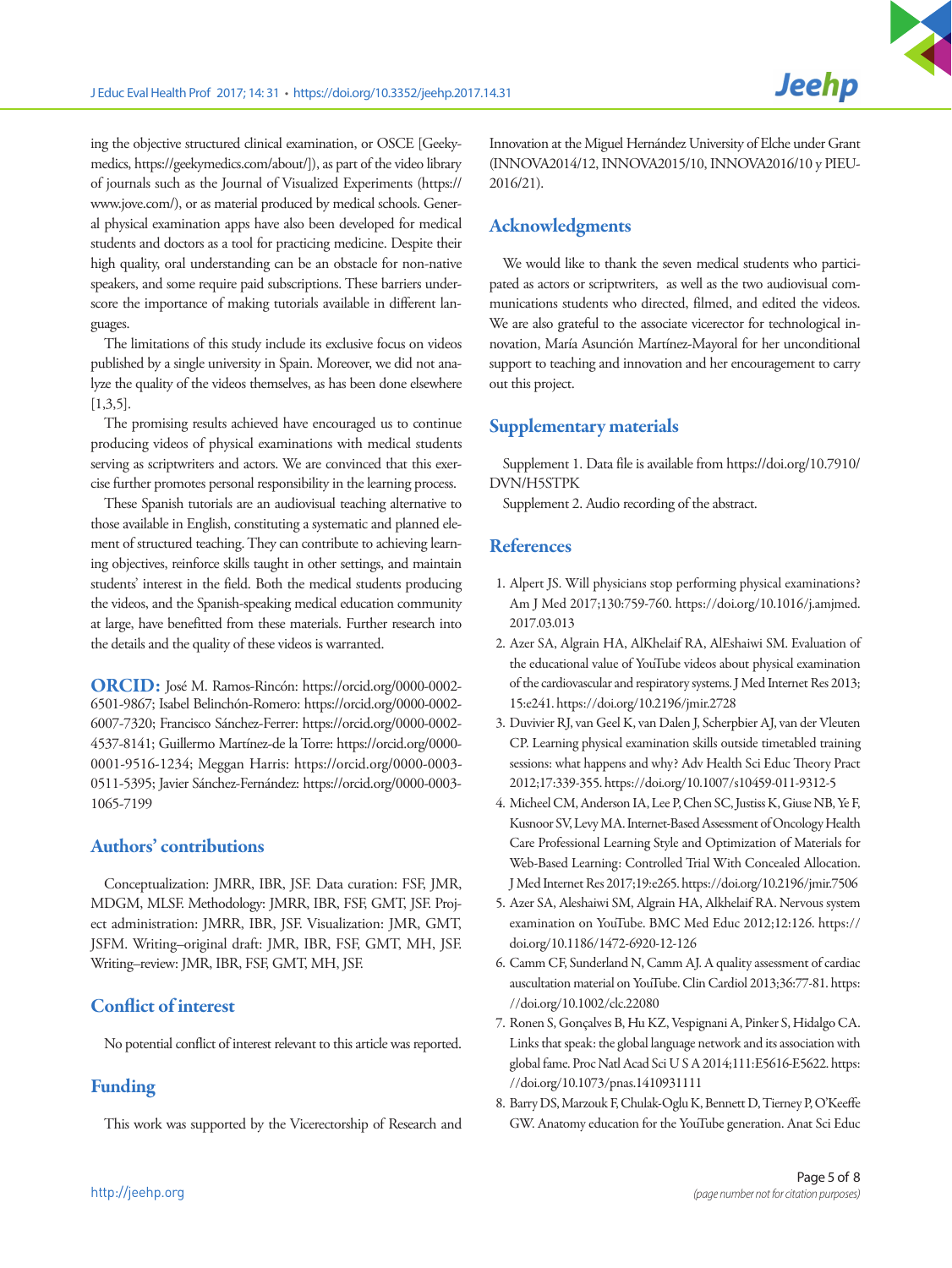ing the objective structured clinical examination, or OSCE [Geekymedics, https://geekymedics.com/about/]), as part of the video library of journals such as the Journal of Visualized Experiments (https://www.jove.com/), or as material produced by medical schools. General physical examination apps have also been developed for medical students and doctors as a tool for practicing medicine. Despite their high quality, oral understanding can be an obstacle for non-native speakers, and some require paid subscriptions. These barriers underscore the importance of making tutorials available in different languages.

The limitations of this study include its exclusive focus on videos published by a single university in Spain. Moreover, we did not analyze the quality of the videos themselves, as has been done elsewhere [1,3,5].

The promising results achieved have encouraged us to continue producing videos of physical examinations with medical students serving as scriptwriters and actors. We are convinced that this exercise further promotes personal responsibility in the learning process.

These Spanish tutorials are an audiovisual teaching alternative to those available in English, constituting a systematic and planned element of structured teaching. They can contribute to achieving learning objectives, reinforce skills taught in other settings, and maintain students' interest in the field. Both the medical students producing the videos, and the Spanish-speaking medical education community at large, have benefitted from these materials. Further research into the details and the quality of these videos is warranted.

**ORCID:** José M. Ramos-Rincón: https://orcid.org/0000-0002-6501-9867; Isabel Belinchón-Romero: https://orcid.org/0000-0002-6007-7320; Francisco Sánchez-Ferrer: https://orcid.org/0000-0002-4537-8141; Guillermo Martínez-de la Torre: https://orcid.org/0000-0001-9516-1234; Meggan Harris: https://orcid.org/0000-0003-0511-5395; Javier Sánchez-Fernández: https://orcid.org/0000-0003-1065-7199

## Authors' contributions

Conceptualization: JMRR, IBR, JSF. Data curation: FSF, JMR, MDGM, MLSF. Methodology: JMRR, IBR, FSF, GMT, JSF. Project administration: JMRR, IBR, JSF. Visualization: JMR, GMT, JSFM. Writing–original draft: JMR, IBR, FSF, GMT, MH, JSF. Writing–review: JMR, IBR, FSF, GMT, MH, JSF.

## Conflict of interest

No potential conflict of interest relevant to this article was reported.

## Funding

This work was supported by the Vicerectorship of Research and Innovation at the Miguel Hernández University of Elche under Grant (INNOVA2014/12, INNOVA2015/10, INNOVA2016/10 y PIEU-2016/21).

## Acknowledgments

We would like to thank the seven medical students who participated as actors or scriptwriters, as well as the two audiovisual communications students who directed, filmed, and edited the videos. We are also grateful to the associate vicerector for technological innovation, María Asunción Martínez-Mayoral for her unconditional support to teaching and innovation and her encouragement to carry out this project.

## Supplementary materials

Supplement 1. Data file is available from https://doi.org/10.7910/DVN/H5STPK

Supplement 2. Audio recording of the abstract.

## References

1. Alpert JS. Will physicians stop performing physical examinations? Am J Med 2017;130:759-760. https://doi.org/10.1016/j.amjmed.2017.03.013
2. Azer SA, Algrain HA, AlKhelaif RA, AlEshaiwi SM. Evaluation of the educational value of YouTube videos about physical examination of the cardiovascular and respiratory systems. J Med Internet Res 2013;15:e241. https://doi.org/10.2196/jmir.2728
3. Duvivier RJ, van Geel K, van Dalen J, Scherpbier AJ, van der Vleuten CP. Learning physical examination skills outside timetabled training sessions: what happens and why? Adv Health Sci Educ Theory Pract 2012;17:339-355. https://doi.org/10.1007/s10459-011-9312-5
4. Micheel CM, Anderson IA, Lee P, Chen SC, Justiss K, Giuse NB, Ye F, Kusnoor SV, Levy MA. Internet-Based Assessment of Oncology Health Care Professional Learning Style and Optimization of Materials for Web-Based Learning: Controlled Trial With Concealed Allocation. J Med Internet Res 2017;19:e265. https://doi.org/10.2196/jmir.7506
5. Azer SA, Aleshaiwi SM, Algrain HA, Alkhelaif RA. Nervous system examination on YouTube. BMC Med Educ 2012;12:126. https://doi.org/10.1186/1472-6920-12-126
6. Camm CF, Sunderland N, Camm AJ. A quality assessment of cardiac auscultation material on YouTube. Clin Cardiol 2013;36:77-81. https://doi.org/10.1002/clc.22080
7. Ronen S, Gonçalves B, Hu KZ, Vespignani A, Pinker S, Hidalgo CA. Links that speak: the global language network and its association with global fame. Proc Natl Acad Sci U S A 2014;111:E5616-E5622. https://doi.org/10.1073/pnas.1410931111
8. Barry DS, Marzouk F, Chulak-Oglu K, Bennett D, Tierney P, O'Keeffe GW. Anatomy education for the YouTube generation. Anat Sci Educ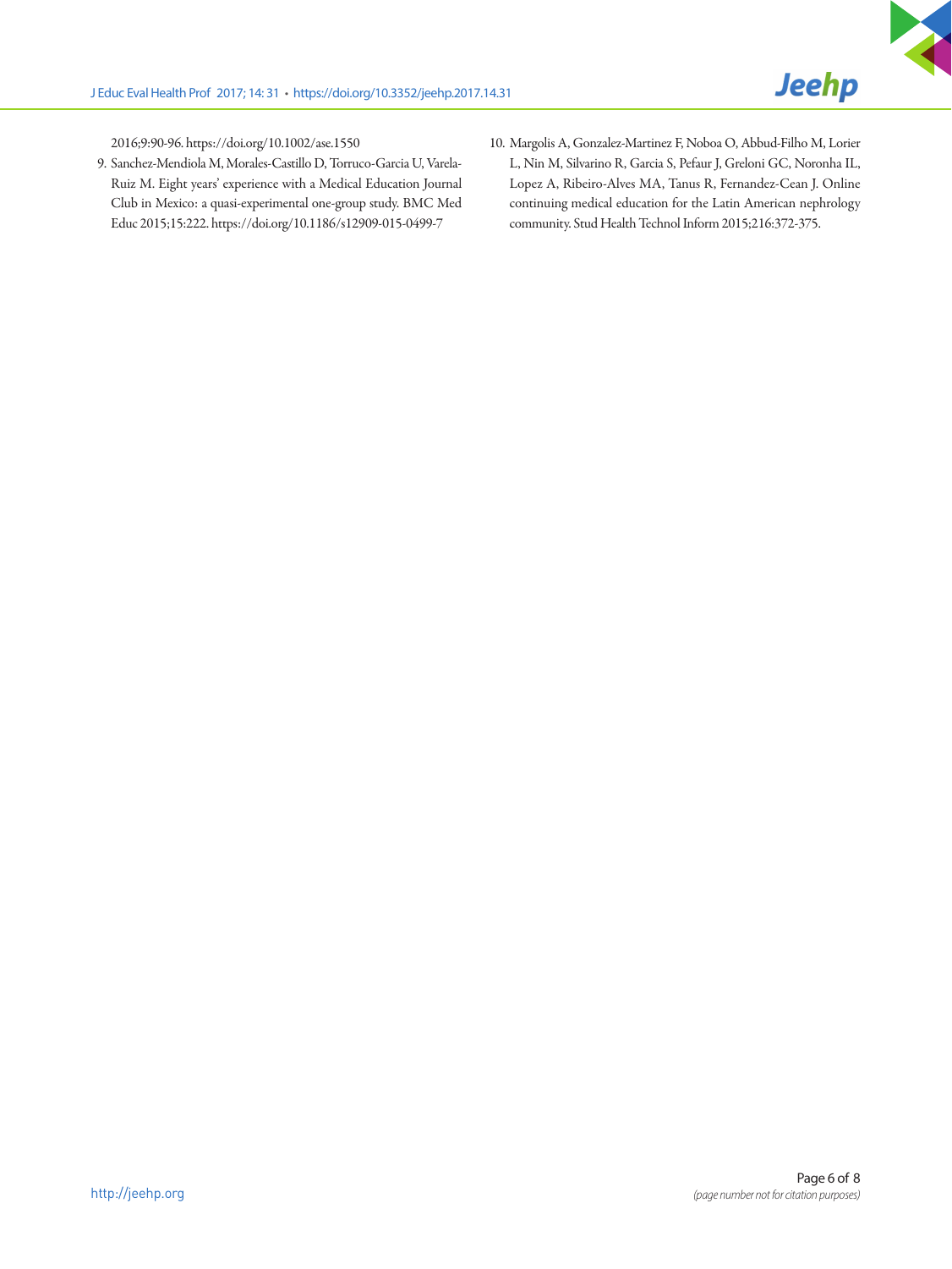2016;9:90-96. https://doi.org/10.1002/ase.1550

9. Sanchez-Mendiola M, Morales-Castillo D, Torruco-Garcia U, Varela-Ruiz M. Eight years' experience with a Medical Education Journal Club in Mexico: a quasi-experimental one-group study. BMC Med Educ 2015;15:222. https://doi.org/10.1186/s12909-015-0499-7
10. Margolis A, Gonzalez-Martinez F, Noboa O, Abbud-Filho M, Lorier L, Nin M, Silvarino R, Garcia S, Pefaur J, Greloni GC, Noronha IL, Lopez A, Ribeiro-Alves MA, Tanus R, Fernandez-Cean J. Online continuing medical education for the Latin American nephrology community. Stud Health Technol Inform 2015;216:372-375.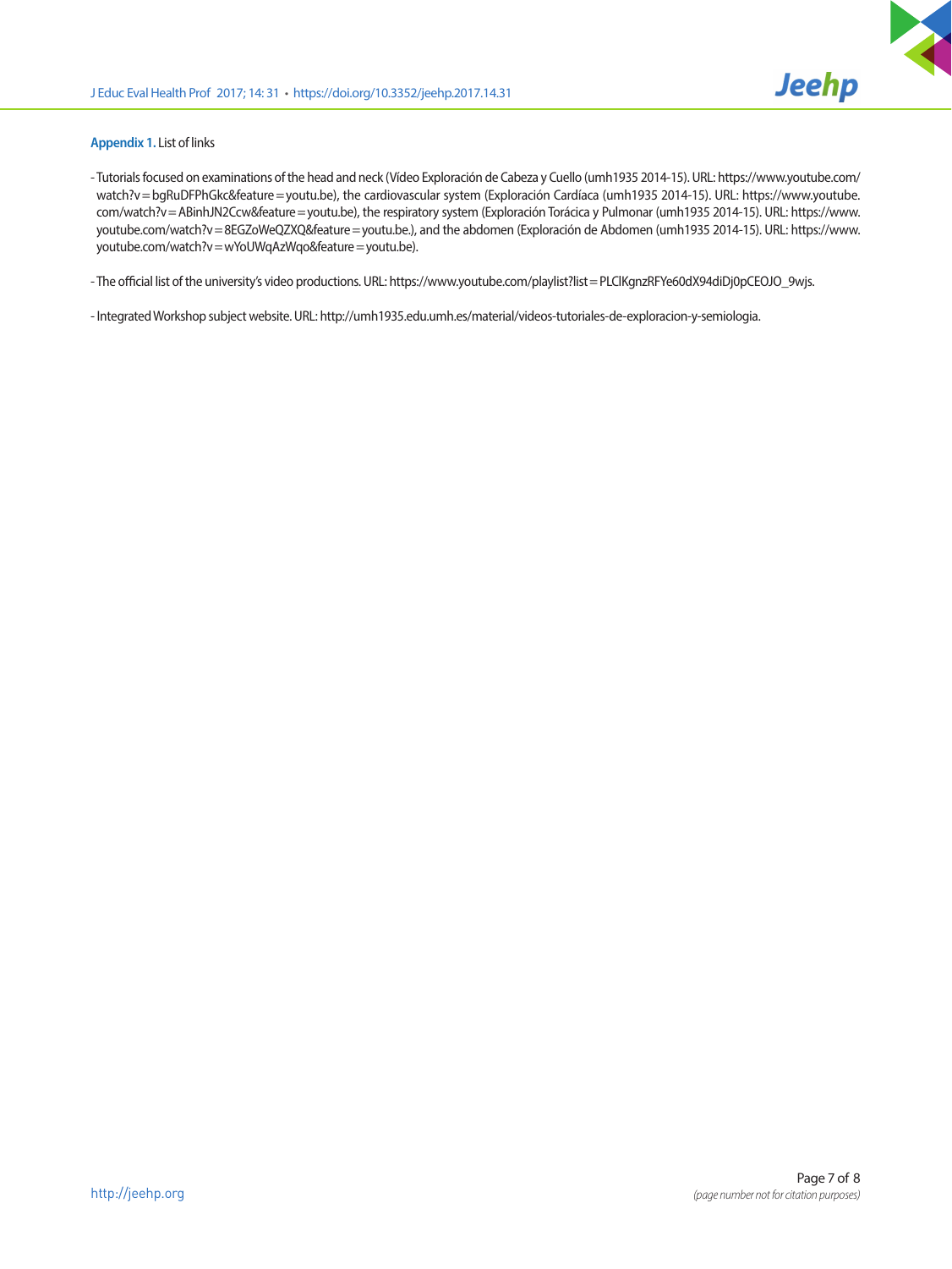**Appendix 1.** List of links

- Tutorials focused on examinations of the head and neck (Vídeo Exploración de Cabeza y Cuello (umh1935 2014-15). URL: https://www.youtube.com/watch?v=bgRuDFPhGkc&feature=youtu.be), the cardiovascular system (Exploración Cardíaca (umh1935 2014-15). URL: https://www.youtube.com/watch?v=ABinhJN2Ccw&feature=youtu.be), the respiratory system (Exploración Torácica y Pulmonar (umh1935 2014-15). URL: https://www.youtube.com/watch?v=8EGZoWeQZXQ&feature=youtu.be.), and the abdomen (Exploración de Abdomen (umh1935 2014-15). URL: https://www.youtube.com/watch?v=wYoUWqAzWqo&feature=youtu.be).

- The official list of the university's video productions. URL: https://www.youtube.com/playlist?list=PLClKgnzRFYe60dX94diDj0pCEOJO_9wjs.

- Integrated Workshop subject website. URL: http://umh1935.edu.umh.es/material/videos-tutoriales-de-exploracion-y-semiologia.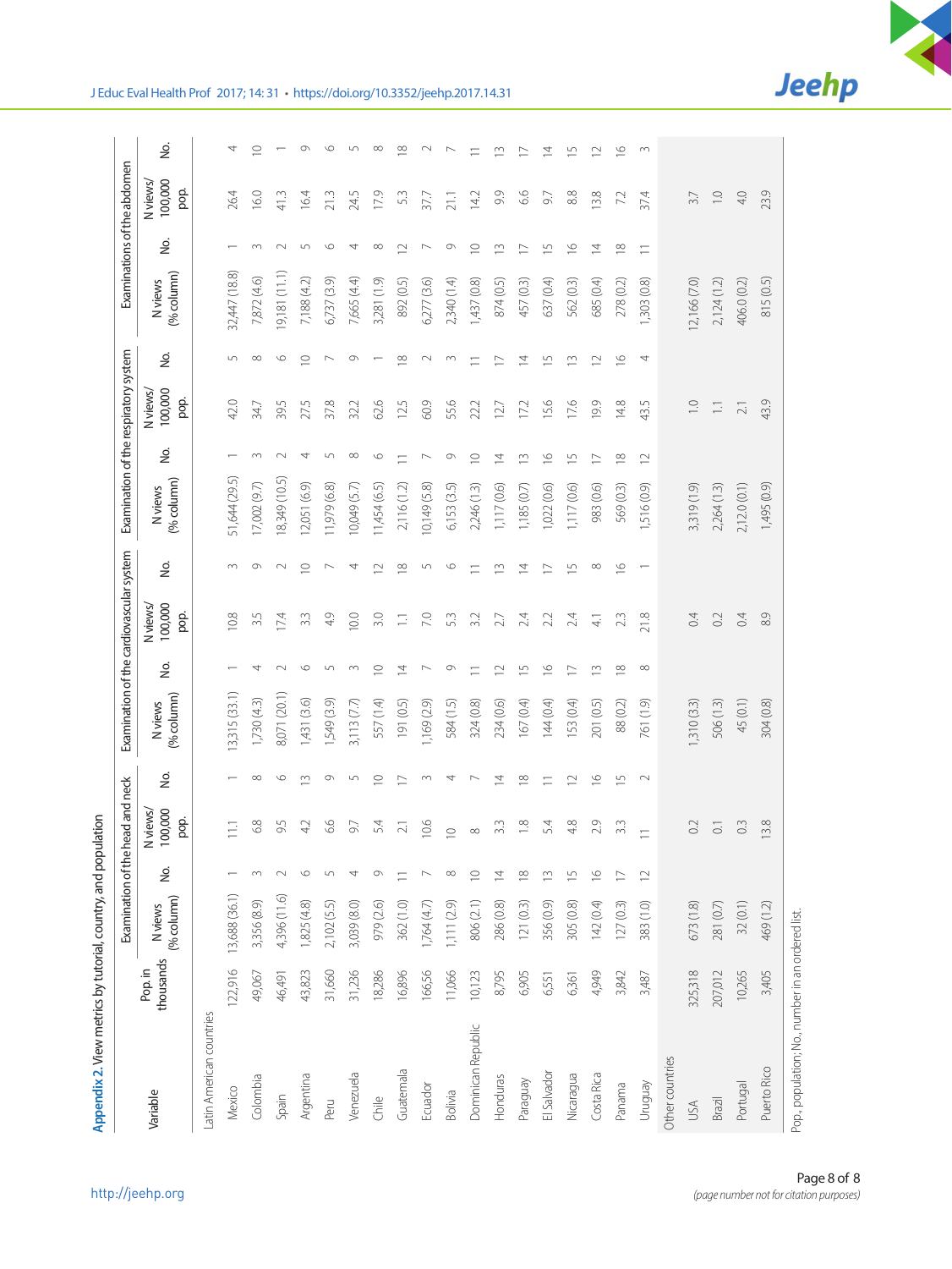**Appendix 2.** View metrics by tutorial, country, and population

| Variable | Pop. in thousands | Examination of the head and neck | | | | Examination of the cardiovascular system | | | | Examination of the respiratory system | | | | Examinations of the abdomen | | | |
|---|---|---|---|---|---|---|---|---|---|---|---|---|---|---|---|---|---|
| | | N views (% column) | No. | N views/ 100,000 pop. | No. | N views (% column) | No. | N views/ 100,000 pop. | No. | N views (% column) | No. | N views/ 100,000 pop. | No. | N views (% column) | No. | N views/ 100,000 pop. | No. |
| Latin American countries | | | | | | | | | | | | | | | | | |
| Mexico | 122,916 | 13,688 (36.1) | 1 | 11.1 | 1 | 13,315 (33.1) | 1 | 10.8 | 3 | 51,644 (29.5) | 1 | 42.0 | 5 | 32,447 (18.8) | 1 | 26.4 | 4 |
| Colombia | 49,067 | 3,356 (8.9) | 3 | 6.8 | 8 | 1,730 (4.3) | 4 | 3.5 | 9 | 17,002 (9.7) | 3 | 34.7 | 8 | 7,872 (4.6) | 3 | 16.0 | 10 |
| Spain | 46,491 | 4,396 (11.6) | 2 | 9.5 | 6 | 8,071 (20.1) | 2 | 17.4 | 2 | 18,349 (10.5) | 2 | 39.5 | 6 | 19,181 (11.1) | 2 | 41.3 | 1 |
| Argentina | 43,823 | 1,825 (4.8) | 6 | 4.2 | 13 | 1,431 (3.6) | 6 | 3.3 | 10 | 12,051 (6.9) | 4 | 27.5 | 10 | 7,188 (4.2) | 5 | 16.4 | 9 |
| Peru | 31,660 | 2,102 (5.5) | 5 | 6.6 | 9 | 1,549 (3.9) | 5 | 4.9 | 7 | 11,979 (6.8) | 5 | 37.8 | 7 | 6,737 (3.9) | 6 | 21.3 | 6 |
| Venezuela | 31,236 | 3,039 (8.0) | 4 | 9.7 | 5 | 3,113 (7.7) | 3 | 10.0 | 4 | 10,049 (5.7) | 8 | 32.2 | 9 | 7,665 (4.4) | 4 | 24.5 | 5 |
| Chile | 18,286 | 979 (2.6) | 9 | 5.4 | 10 | 557 (1.4) | 10 | 3.0 | 12 | 11,454 (6.5) | 6 | 62.6 | 1 | 3,281 (1.9) | 8 | 17.9 | 8 |
| Guatemala | 16,896 | 362 (1.0) | 11 | 2.1 | 17 | 191 (0.5) | 14 | 1.1 | 18 | 2,116 (1.2) | 11 | 12.5 | 18 | 892 (0.5) | 12 | 5.3 | 18 |
| Ecuador | 166,56 | 1,764 (4.7) | 7 | 10.6 | 3 | 1,169 (2.9) | 7 | 7.0 | 5 | 10,149 (5.8) | 7 | 60.9 | 2 | 6,277 (3.6) | 7 | 37.7 | 2 |
| Bolivia | 11,066 | 1,111 (2.9) | 8 | 10 | 4 | 584 (1.5) | 9 | 5.3 | 6 | 6,153 (3.5) | 9 | 55.6 | 3 | 2,340 (1.4) | 9 | 21.1 | 7 |
| Dominican Republic | 10,123 | 806 (2.1) | 10 | 8 | 7 | 324 (0.8) | 11 | 3.2 | 11 | 2,246 (1.3) | 10 | 22.2 | 11 | 1,437 (0.8) | 10 | 14.2 | 11 |
| Honduras | 8,795 | 286 (0.8) | 14 | 3.3 | 14 | 234 (0.6) | 12 | 2.7 | 13 | 1,117 (0.6) | 14 | 12.7 | 17 | 874 (0.5) | 13 | 9.9 | 13 |
| Paraguay | 6,905 | 121 (0.3) | 18 | 1.8 | 18 | 167 (0.4) | 15 | 2.4 | 14 | 1,185 (0.7) | 13 | 17.2 | 14 | 457 (0.3) | 17 | 6.6 | 17 |
| El Salvador | 6,551 | 356 (0.9) | 13 | 5.4 | 11 | 144 (0.4) | 16 | 2.2 | 17 | 1,022 (0.6) | 16 | 15.6 | 15 | 637 (0.4) | 15 | 9.7 | 14 |
| Nicaragua | 6,361 | 305 (0.8) | 15 | 4.8 | 12 | 153 (0.4) | 17 | 2.4 | 15 | 1,117 (0.6) | 15 | 17.6 | 13 | 562 (0.3) | 16 | 8.8 | 15 |
| Costa Rica | 4,949 | 142 (0.4) | 16 | 2.9 | 16 | 201 (0.5) | 13 | 4.1 | 8 | 983 (0.6) | 17 | 19.9 | 12 | 685 (0.4) | 14 | 13.8 | 12 |
| Panama | 3,842 | 127 (0.3) | 17 | 3.3 | 15 | 88 (0.2) | 18 | 2.3 | 16 | 569 (0.3) | 18 | 14.8 | 16 | 278 (0.2) | 18 | 7.2 | 16 |
| Uruguay | 3,487 | 383 (1.0) | 12 | 11 | 2 | 761 (1.9) | 8 | 21.8 | 1 | 1,516 (0.9) | 12 | 43.5 | 4 | 1,303 (0.8) | 11 | 37.4 | 3 |
| Other countries | | | | | | | | | | | | | | | | | |
| USA | 325,318 | 673 (1.8) | | 0.2 | | 1,310 (3.3) | | 0.4 | | 3,319 (1.9) | | 1.0 | | 12,166 (7.0) | | 3.7 | |
| Brazil | 207,012 | 281 (0.7) | | 0.1 | | 506 (1.3) | | 0.2 | | 2,264 (1.3) | | 1.1 | | 2,124 (1.2) | | 1.0 | |
| Portugal | 10,265 | 32 (0.1) | | 0.3 | | 45 (0.1) | | 0.4 | | 2,12.0 (0.1) | | 2.1 | | 406.0 (0.2) | | 4.0 | |
| Puerto Rico | 3,405 | 469 (1.2) | | 13.8 | | 304 (0.8) | | 8.9 | | 1,495 (0.9) | | 43.9 | | 815 (0.5) | | 23.9 | |

Pop., population; No., number in an ordered list.